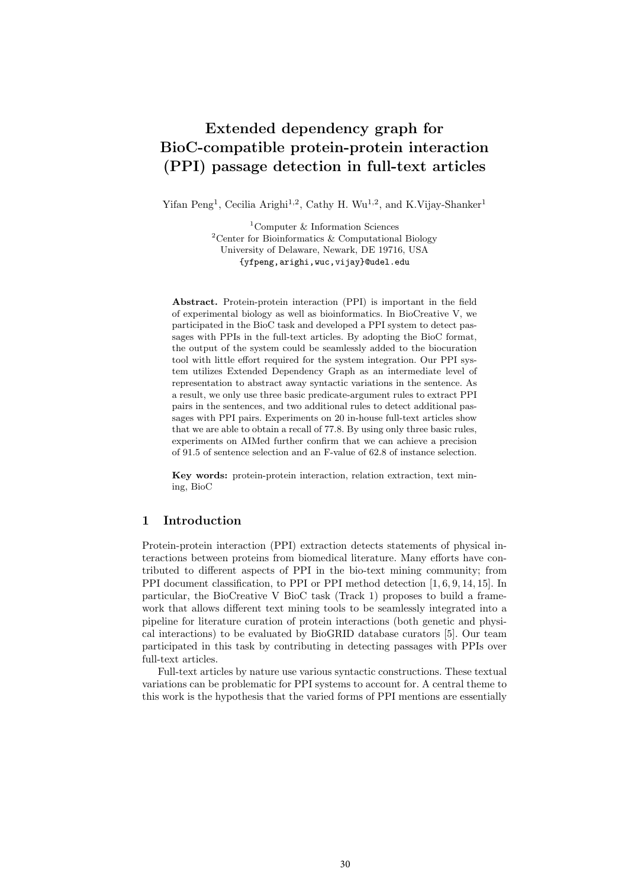# Extended dependency graph for BioC-compatible protein-protein interaction (PPI) passage detection in full-text articles

Yifan Peng[1], Cecilia Arighi[1,2], Cathy H. Wu[1,2], and K.Vijay-Shanker[1]

[1]Computer & Information Sciences
[2]Center for Bioinformatics & Computational Biology
University of Delaware, Newark, DE 19716, USA
{yfpeng,arighi,wuc,vijay}@udel.edu

**Abstract.** Protein-protein interaction (PPI) is important in the field of experimental biology as well as bioinformatics. In BioCreative V, we participated in the BioC task and developed a PPI system to detect passages with PPIs in the full-text articles. By adopting the BioC format, the output of the system could be seamlessly added to the biocuration tool with little effort required for the system integration. Our PPI system utilizes Extended Dependency Graph as an intermediate level of representation to abstract away syntactic variations in the sentence. As a result, we only use three basic predicate-argument rules to extract PPI pairs in the sentences, and two additional rules to detect additional passages with PPI pairs. Experiments on 20 in-house full-text articles show that we are able to obtain a recall of 77.8. By using only three basic rules, experiments on AIMed further confirm that we can achieve a precision of 91.5 of sentence selection and an F-value of 62.8 of instance selection.

**Key words:** protein-protein interaction, relation extraction, text mining, BioC

## 1 Introduction

Protein-protein interaction (PPI) extraction detects statements of physical interactions between proteins from biomedical literature. Many efforts have contributed to different aspects of PPI in the bio-text mining community; from PPI document classification, to PPI or PPI method detection [1, 6, 9, 14, 15]. In particular, the BioCreative V BioC task (Track 1) proposes to build a framework that allows different text mining tools to be seamlessly integrated into a pipeline for literature curation of protein interactions (both genetic and physical interactions) to be evaluated by BioGRID database curators [5]. Our team participated in this task by contributing in detecting passages with PPIs over full-text articles.

Full-text articles by nature use various syntactic constructions. These textual variations can be problematic for PPI systems to account for. A central theme to this work is the hypothesis that the varied forms of PPI mentions are essentially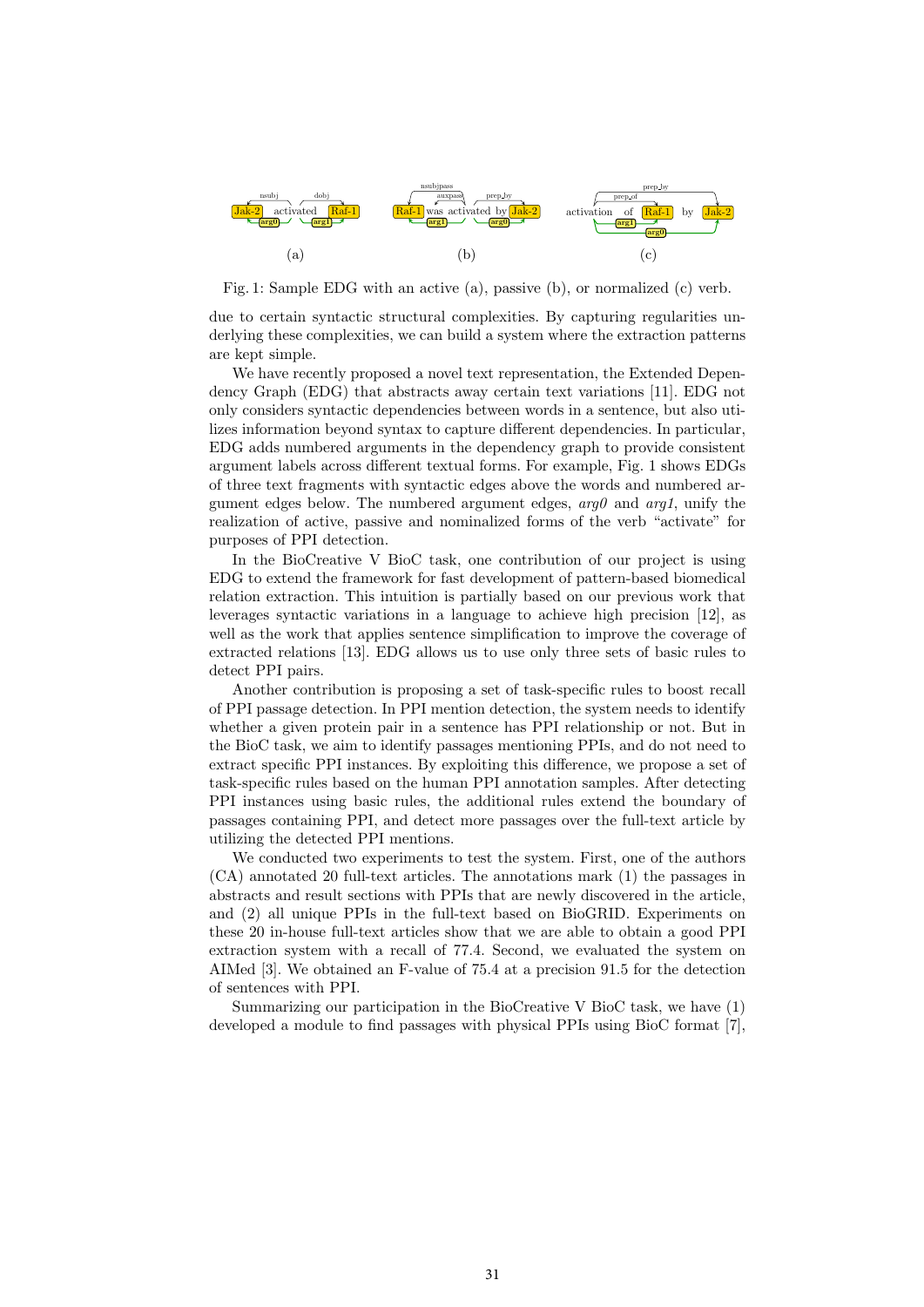Fig. 1: Sample EDG with an active (a), passive (b), or normalized (c) verb.

due to certain syntactic structural complexities. By capturing regularities underlying these complexities, we can build a system where the extraction patterns are kept simple.

We have recently proposed a novel text representation, the Extended Dependency Graph (EDG) that abstracts away certain text variations [11]. EDG not only considers syntactic dependencies between words in a sentence, but also utilizes information beyond syntax to capture different dependencies. In particular, EDG adds numbered arguments in the dependency graph to provide consistent argument labels across different textual forms. For example, Fig. 1 shows EDGs of three text fragments with syntactic edges above the words and numbered argument edges below. The numbered argument edges, *arg0* and *arg1*, unify the realization of active, passive and nominalized forms of the verb "activate" for purposes of PPI detection.

In the BioCreative V BioC task, one contribution of our project is using EDG to extend the framework for fast development of pattern-based biomedical relation extraction. This intuition is partially based on our previous work that leverages syntactic variations in a language to achieve high precision [12], as well as the work that applies sentence simplification to improve the coverage of extracted relations [13]. EDG allows us to use only three sets of basic rules to detect PPI pairs.

Another contribution is proposing a set of task-specific rules to boost recall of PPI passage detection. In PPI mention detection, the system needs to identify whether a given protein pair in a sentence has PPI relationship or not. But in the BioC task, we aim to identify passages mentioning PPIs, and do not need to extract specific PPI instances. By exploiting this difference, we propose a set of task-specific rules based on the human PPI annotation samples. After detecting PPI instances using basic rules, the additional rules extend the boundary of passages containing PPI, and detect more passages over the full-text article by utilizing the detected PPI mentions.

We conducted two experiments to test the system. First, one of the authors (CA) annotated 20 full-text articles. The annotations mark (1) the passages in abstracts and result sections with PPIs that are newly discovered in the article, and (2) all unique PPIs in the full-text based on BioGRID. Experiments on these 20 in-house full-text articles show that we are able to obtain a good PPI extraction system with a recall of 77.4. Second, we evaluated the system on AIMed [3]. We obtained an F-value of 75.4 at a precision 91.5 for the detection of sentences with PPI.

Summarizing our participation in the BioCreative V BioC task, we have (1) developed a module to find passages with physical PPIs using BioC format [7],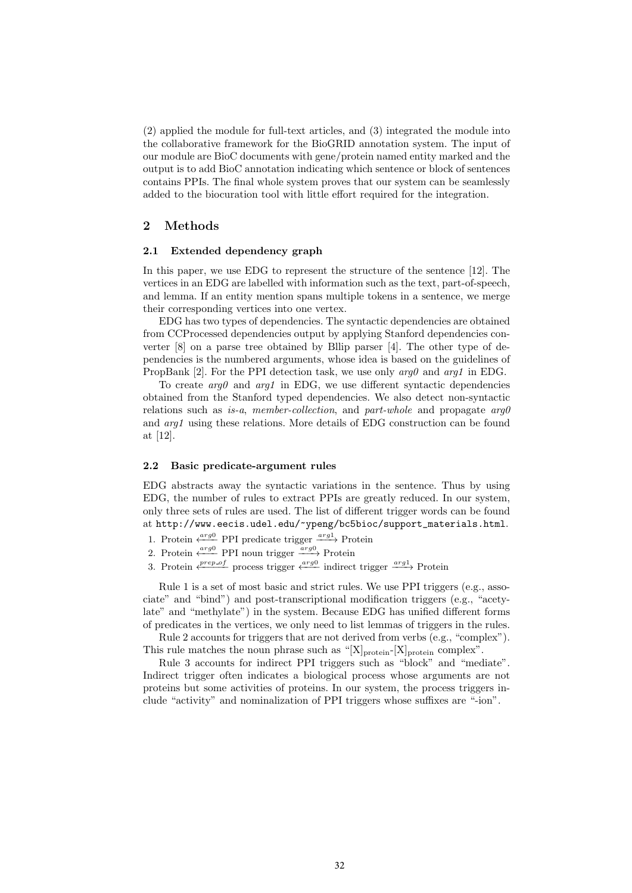(2) applied the module for full-text articles, and (3) integrated the module into the collaborative framework for the BioGRID annotation system. The input of our module are BioC documents with gene/protein named entity marked and the output is to add BioC annotation indicating which sentence or block of sentences contains PPIs. The final whole system proves that our system can be seamlessly added to the biocuration tool with little effort required for the integration.

## 2 Methods

### 2.1 Extended dependency graph

In this paper, we use EDG to represent the structure of the sentence [12]. The vertices in an EDG are labelled with information such as the text, part-of-speech, and lemma. If an entity mention spans multiple tokens in a sentence, we merge their corresponding vertices into one vertex.

EDG has two types of dependencies. The syntactic dependencies are obtained from CCProcessed dependencies output by applying Stanford dependencies converter [8] on a parse tree obtained by Bllip parser [4]. The other type of dependencies is the numbered arguments, whose idea is based on the guidelines of PropBank [2]. For the PPI detection task, we use only *arg0* and *arg1* in EDG.

To create *arg0* and *arg1* in EDG, we use different syntactic dependencies obtained from the Stanford typed dependencies. We also detect non-syntactic relations such as *is-a*, *member-collection*, and *part-whole* and propagate *arg0* and *arg1* using these relations. More details of EDG construction can be found at [12].

### 2.2 Basic predicate-argument rules

EDG abstracts away the syntactic variations in the sentence. Thus by using EDG, the number of rules to extract PPIs are greatly reduced. In our system, only three sets of rules are used. The list of different trigger words can be found at `http://www.eecis.udel.edu/~ypeng/bc5bioc/support_materials.html`.

1. Protein $\xleftarrow{arg0}$ PPI predicate trigger $\xrightarrow{arg1}$ Protein
2. Protein $\xleftarrow{arg0}$ PPI noun trigger $\xrightarrow{arg0}$ Protein
3. Protein $\xleftarrow{prep\_of}$ process trigger $\xleftarrow{arg0}$ indirect trigger $\xrightarrow{arg1}$ Protein

Rule 1 is a set of most basic and strict rules. We use PPI triggers (e.g., associate" and "bind") and post-transcriptional modification triggers (e.g., "acetylate" and "methylate") in the system. Because EDG has unified different forms of predicates in the vertices, we only need to list lemmas of triggers in the rules.

Rule 2 accounts for triggers that are not derived from verbs (e.g., "complex"). This rule matches the noun phrase such as "$[X]_{\text{protein}}$-$[X]_{\text{protein}}$ complex".

Rule 3 accounts for indirect PPI triggers such as "block" and "mediate". Indirect trigger often indicates a biological process whose arguments are not proteins but some activities of proteins. In our system, the process triggers include "activity" and nominalization of PPI triggers whose suffixes are "-ion".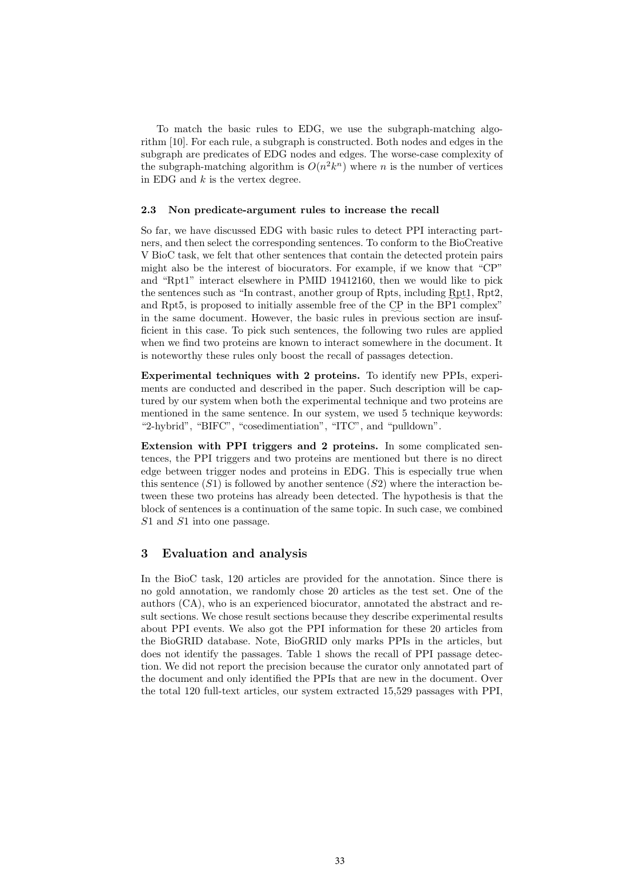To match the basic rules to EDG, we use the subgraph-matching algorithm [10]. For each rule, a subgraph is constructed. Both nodes and edges in the subgraph are predicates of EDG nodes and edges. The worse-case complexity of the subgraph-matching algorithm is $O(n^2k^n)$ where $n$ is the number of vertices in EDG and $k$ is the vertex degree.

### 2.3 Non predicate-argument rules to increase the recall

So far, we have discussed EDG with basic rules to detect PPI interacting partners, and then select the corresponding sentences. To conform to the BioCreative V BioC task, we felt that other sentences that contain the detected protein pairs might also be the interest of biocurators. For example, if we know that "CP" and "Rpt1" interact elsewhere in PMID 19412160, then we would like to pick the sentences such as "In contrast, another group of Rpts, including Rpt1, Rpt2, and Rpt5, is proposed to initially assemble free of the CP in the BP1 complex" in the same document. However, the basic rules in previous section are insufficient in this case. To pick such sentences, the following two rules are applied when we find two proteins are known to interact somewhere in the document. It is noteworthy these rules only boost the recall of passages detection.

**Experimental techniques with 2 proteins.** To identify new PPIs, experiments are conducted and described in the paper. Such description will be captured by our system when both the experimental technique and two proteins are mentioned in the same sentence. In our system, we used 5 technique keywords: "2-hybrid", "BIFC", "cosedimentiation", "ITC", and "pulldown".

**Extension with PPI triggers and 2 proteins.** In some complicated sentences, the PPI triggers and two proteins are mentioned but there is no direct edge between trigger nodes and proteins in EDG. This is especially true when this sentence ($S1$) is followed by another sentence ($S2$) where the interaction between these two proteins has already been detected. The hypothesis is that the block of sentences is a continuation of the same topic. In such case, we combined $S1$ and $S1$ into one passage.

## 3 Evaluation and analysis

In the BioC task, 120 articles are provided for the annotation. Since there is no gold annotation, we randomly chose 20 articles as the test set. One of the authors (CA), who is an experienced biocurator, annotated the abstract and result sections. We chose result sections because they describe experimental results about PPI events. We also got the PPI information for these 20 articles from the BioGRID database. Note, BioGRID only marks PPIs in the articles, but does not identify the passages. Table 1 shows the recall of PPI passage detection. We did not report the precision because the curator only annotated part of the document and only identified the PPIs that are new in the document. Over the total 120 full-text articles, our system extracted 15,529 passages with PPI,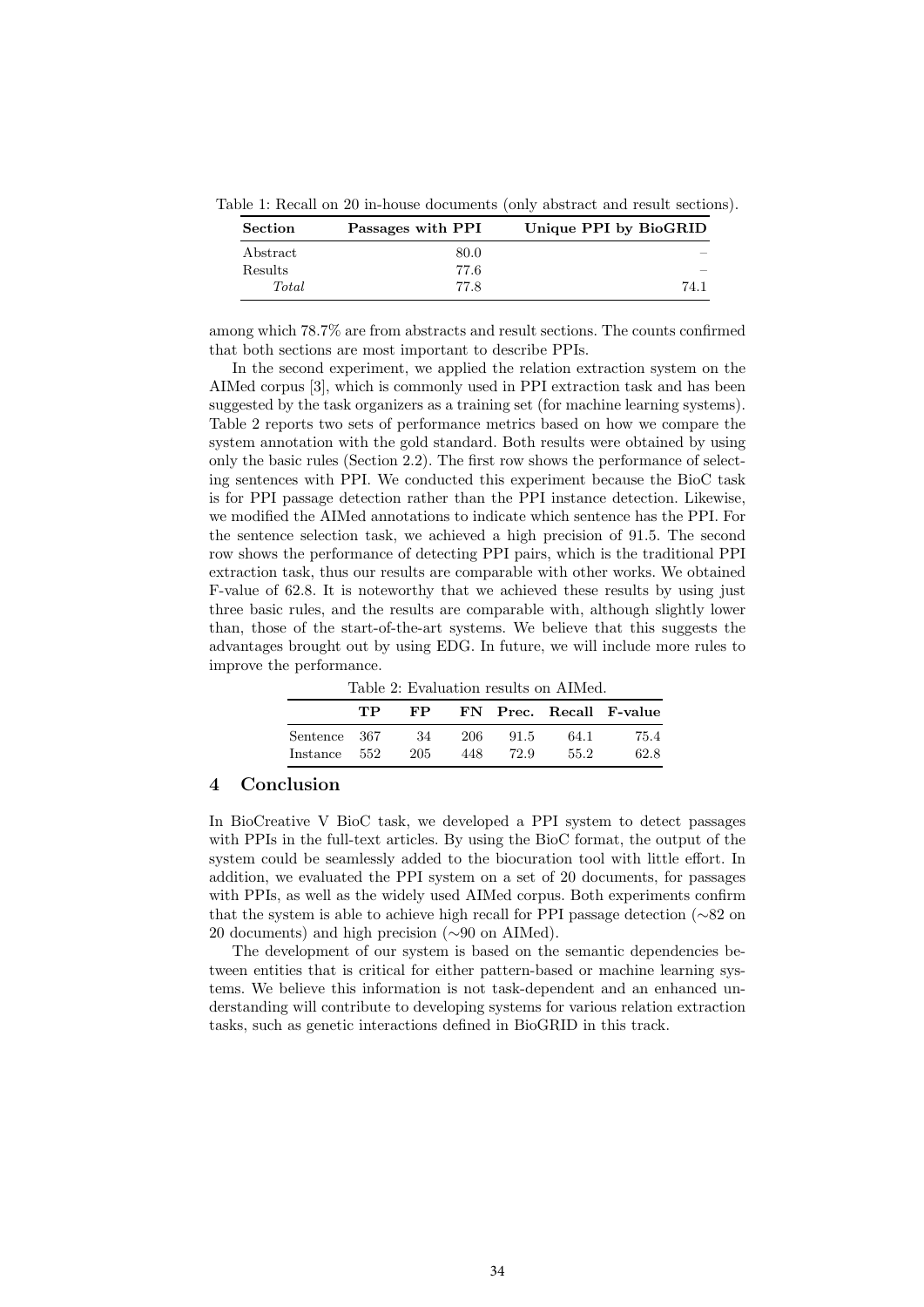Table 1: Recall on 20 in-house documents (only abstract and result sections).

| Section | Passages with PPI | Unique PPI by BioGRID |
|---|---|---|
| Abstract | 80.0 | – |
| Results | 77.6 | – |
| *Total* | 77.8 | 74.1 |

among which 78.7% are from abstracts and result sections. The counts confirmed that both sections are most important to describe PPIs.

In the second experiment, we applied the relation extraction system on the AIMed corpus [3], which is commonly used in PPI extraction task and has been suggested by the task organizers as a training set (for machine learning systems). Table 2 reports two sets of performance metrics based on how we compare the system annotation with the gold standard. Both results were obtained by using only the basic rules (Section 2.2). The first row shows the performance of selecting sentences with PPI. We conducted this experiment because the BioC task is for PPI passage detection rather than the PPI instance detection. Likewise, we modified the AIMed annotations to indicate which sentence has the PPI. For the sentence selection task, we achieved a high precision of 91.5. The second row shows the performance of detecting PPI pairs, which is the traditional PPI extraction task, thus our results are comparable with other works. We obtained F-value of 62.8. It is noteworthy that we achieved these results by using just three basic rules, and the results are comparable with, although slightly lower than, those of the start-of-the-art systems. We believe that this suggests the advantages brought out by using EDG. In future, we will include more rules to improve the performance.

Table 2: Evaluation results on AIMed.

| | TP | FP | FN | Prec. | Recall | F-value |
|---|---|---|---|---|---|---|
| Sentence | 367 | 34 | 206 | 91.5 | 64.1 | 75.4 |
| Instance | 552 | 205 | 448 | 72.9 | 55.2 | 62.8 |

## 4 Conclusion

In BioCreative V BioC task, we developed a PPI system to detect passages with PPIs in the full-text articles. By using the BioC format, the output of the system could be seamlessly added to the biocuration tool with little effort. In addition, we evaluated the PPI system on a set of 20 documents, for passages with PPIs, as well as the widely used AIMed corpus. Both experiments confirm that the system is able to achieve high recall for PPI passage detection (∼82 on 20 documents) and high precision (∼90 on AIMed).

The development of our system is based on the semantic dependencies between entities that is critical for either pattern-based or machine learning systems. We believe this information is not task-dependent and an enhanced understanding will contribute to developing systems for various relation extraction tasks, such as genetic interactions defined in BioGRID in this track.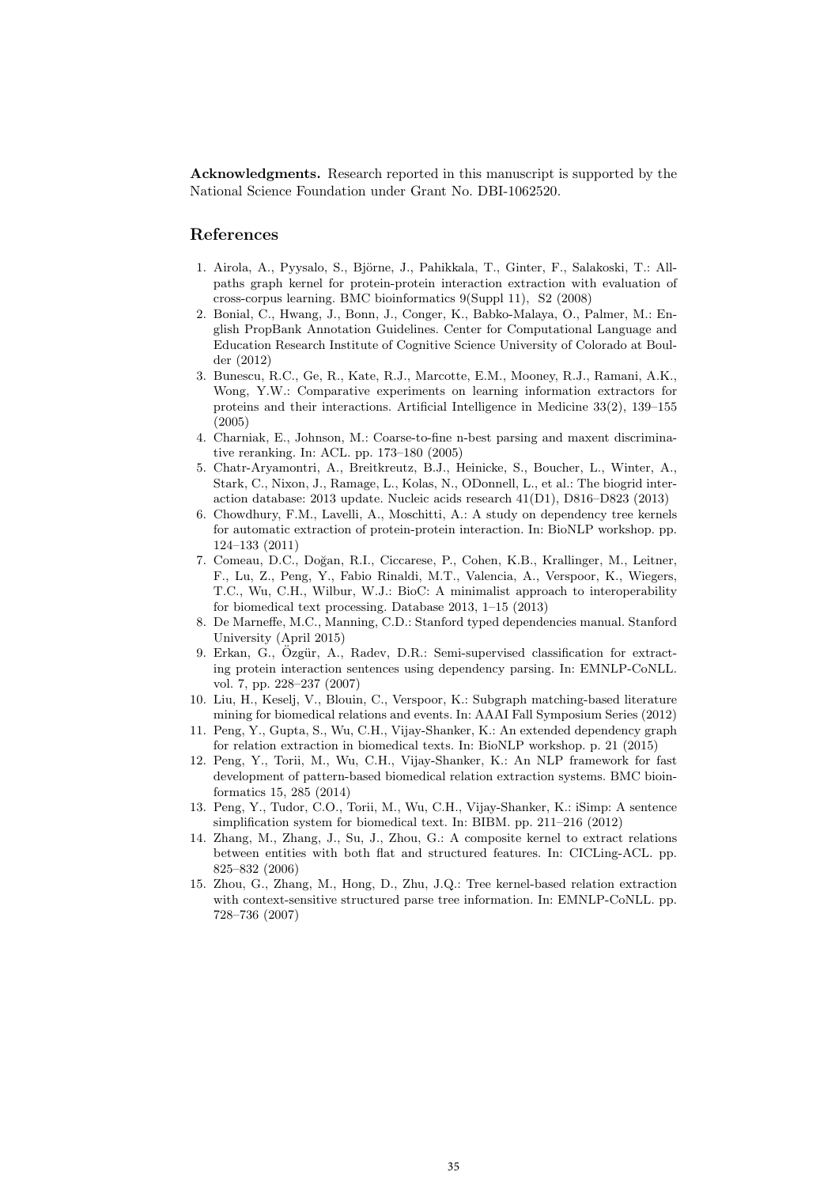**Acknowledgments.** Research reported in this manuscript is supported by the National Science Foundation under Grant No. DBI-1062520.

## References

1. Airola, A., Pyysalo, S., Björne, J., Pahikkala, T., Ginter, F., Salakoski, T.: All-paths graph kernel for protein-protein interaction extraction with evaluation of cross-corpus learning. BMC bioinformatics 9(Suppl 11), S2 (2008)
2. Bonial, C., Hwang, J., Bonn, J., Conger, K., Babko-Malaya, O., Palmer, M.: English PropBank Annotation Guidelines. Center for Computational Language and Education Research Institute of Cognitive Science University of Colorado at Boulder (2012)
3. Bunescu, R.C., Ge, R., Kate, R.J., Marcotte, E.M., Mooney, R.J., Ramani, A.K., Wong, Y.W.: Comparative experiments on learning information extractors for proteins and their interactions. Artificial Intelligence in Medicine 33(2), 139–155 (2005)
4. Charniak, E., Johnson, M.: Coarse-to-fine n-best parsing and maxent discriminative reranking. In: ACL. pp. 173–180 (2005)
5. Chatr-Aryamontri, A., Breitkreutz, B.J., Heinicke, S., Boucher, L., Winter, A., Stark, C., Nixon, J., Ramage, L., Kolas, N., ODonnell, L., et al.: The biogrid interaction database: 2013 update. Nucleic acids research 41(D1), D816–D823 (2013)
6. Chowdhury, F.M., Lavelli, A., Moschitti, A.: A study on dependency tree kernels for automatic extraction of protein-protein interaction. In: BioNLP workshop. pp. 124–133 (2011)
7. Comeau, D.C., Doğan, R.I., Ciccarese, P., Cohen, K.B., Krallinger, M., Leitner, F., Lu, Z., Peng, Y., Fabio Rinaldi, M.T., Valencia, A., Verspoor, K., Wiegers, T.C., Wu, C.H., Wilbur, W.J.: BioC: A minimalist approach to interoperability for biomedical text processing. Database 2013, 1–15 (2013)
8. De Marneffe, M.C., Manning, C.D.: Stanford typed dependencies manual. Stanford University (April 2015)
9. Erkan, G., Özgür, A., Radev, D.R.: Semi-supervised classification for extracting protein interaction sentences using dependency parsing. In: EMNLP-CoNLL. vol. 7, pp. 228–237 (2007)
10. Liu, H., Keselj, V., Blouin, C., Verspoor, K.: Subgraph matching-based literature mining for biomedical relations and events. In: AAAI Fall Symposium Series (2012)
11. Peng, Y., Gupta, S., Wu, C.H., Vijay-Shanker, K.: An extended dependency graph for relation extraction in biomedical texts. In: BioNLP workshop. p. 21 (2015)
12. Peng, Y., Torii, M., Wu, C.H., Vijay-Shanker, K.: An NLP framework for fast development of pattern-based biomedical relation extraction systems. BMC bioinformatics 15, 285 (2014)
13. Peng, Y., Tudor, C.O., Torii, M., Wu, C.H., Vijay-Shanker, K.: iSimp: A sentence simplification system for biomedical text. In: BIBM. pp. 211–216 (2012)
14. Zhang, M., Zhang, J., Su, J., Zhou, G.: A composite kernel to extract relations between entities with both flat and structured features. In: CICLing-ACL. pp. 825–832 (2006)
15. Zhou, G., Zhang, M., Hong, D., Zhu, J.Q.: Tree kernel-based relation extraction with context-sensitive structured parse tree information. In: EMNLP-CoNLL. pp. 728–736 (2007)